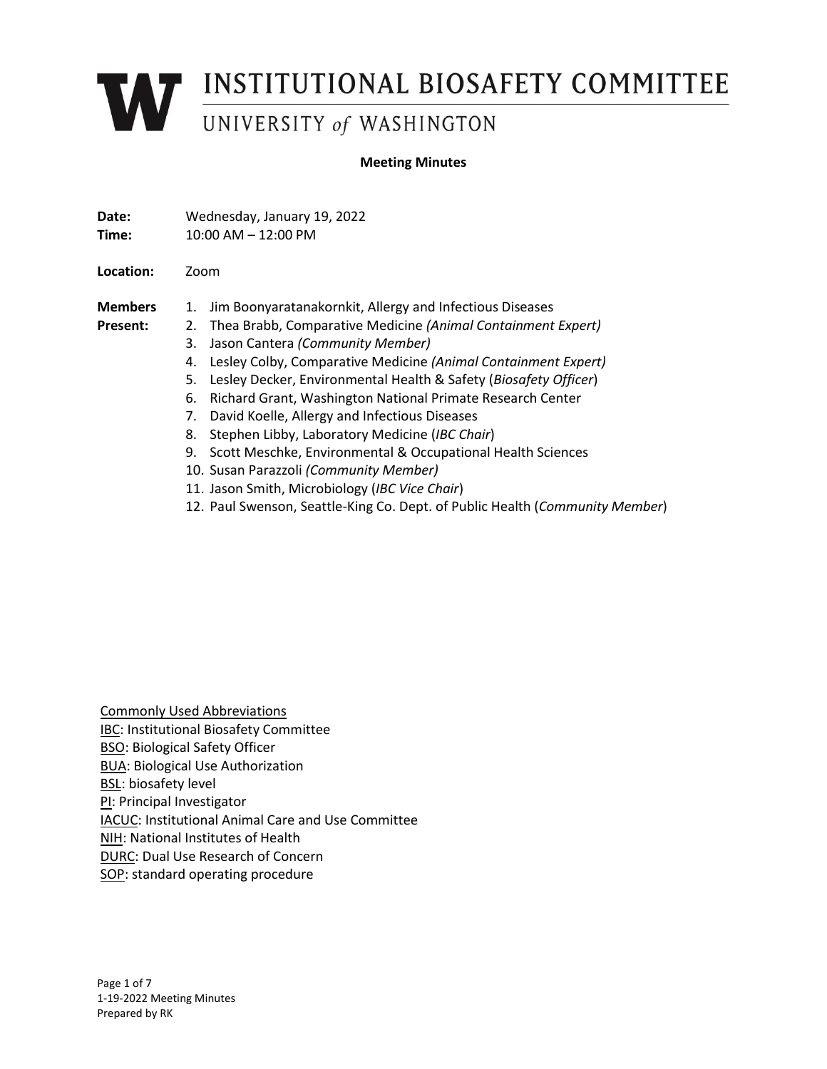# INSTITUTIONAL BIOSAFETY COMMITTEE

## UNIVERSITY of WASHINGTON

**Meeting Minutes**

**Date:** Wednesday, January 19, 2022
**Time:** 10:00 AM – 12:00 PM

**Location:** Zoom

**Members Present:**

1. Jim Boonyaratanakornkit, Allergy and Infectious Diseases
2. Thea Brabb, Comparative Medicine *(Animal Containment Expert)*
3. Jason Cantera *(Community Member)*
4. Lesley Colby, Comparative Medicine *(Animal Containment Expert)*
5. Lesley Decker, Environmental Health & Safety (*Biosafety Officer*)
6. Richard Grant, Washington National Primate Research Center
7. David Koelle, Allergy and Infectious Diseases
8. Stephen Libby, Laboratory Medicine (*IBC Chair*)
9. Scott Meschke, Environmental & Occupational Health Sciences
10. Susan Parazzoli *(Community Member)*
11. Jason Smith, Microbiology (*IBC Vice Chair*)
12. Paul Swenson, Seattle-King Co. Dept. of Public Health (*Community Member*)

Commonly Used Abbreviations

IBC: Institutional Biosafety Committee
BSO: Biological Safety Officer
BUA: Biological Use Authorization
BSL: biosafety level
PI: Principal Investigator
IACUC: Institutional Animal Care and Use Committee
NIH: National Institutes of Health
DURC: Dual Use Research of Concern
SOP: standard operating procedure

1-19-2022 Meeting Minutes
Prepared by RK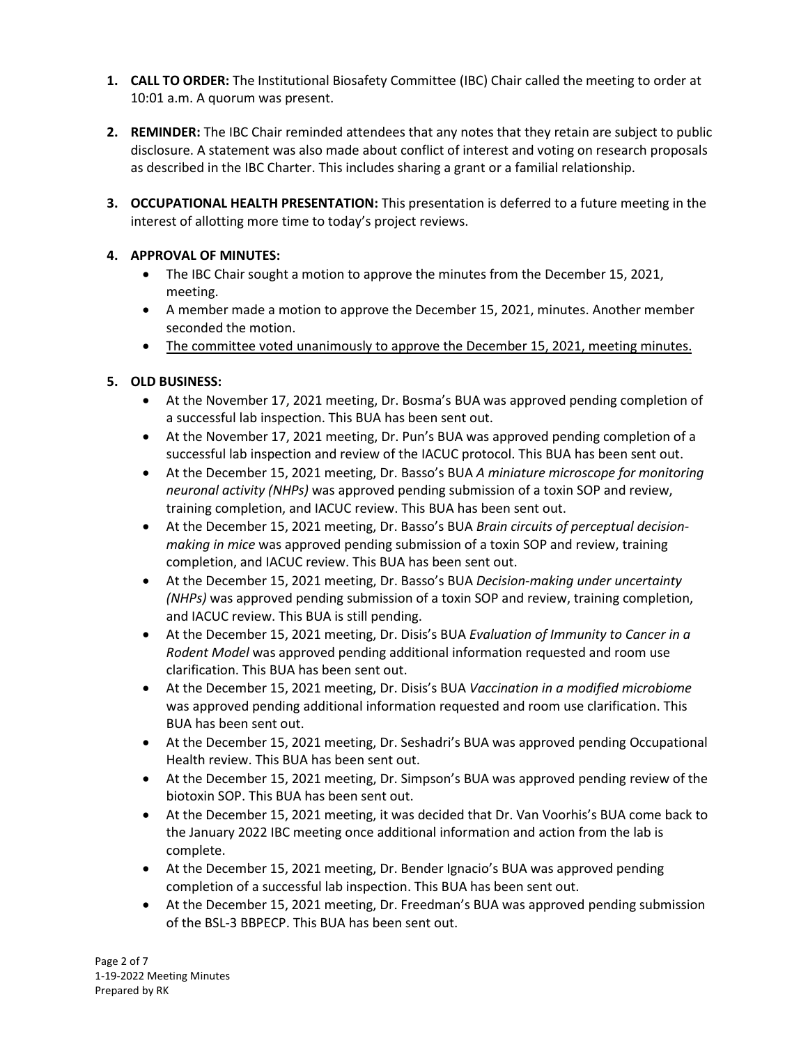1. **CALL TO ORDER:** The Institutional Biosafety Committee (IBC) Chair called the meeting to order at 10:01 a.m. A quorum was present.

2. **REMINDER:** The IBC Chair reminded attendees that any notes that they retain are subject to public disclosure. A statement was also made about conflict of interest and voting on research proposals as described in the IBC Charter. This includes sharing a grant or a familial relationship.

3. **OCCUPATIONAL HEALTH PRESENTATION:** This presentation is deferred to a future meeting in the interest of allotting more time to today's project reviews.

4. **APPROVAL OF MINUTES:**
   - The IBC Chair sought a motion to approve the minutes from the December 15, 2021, meeting.
   - A member made a motion to approve the December 15, 2021, minutes. Another member seconded the motion.
   - <u>The committee voted unanimously to approve the December 15, 2021, meeting minutes.</u>

5. **OLD BUSINESS:**
   - At the November 17, 2021 meeting, Dr. Bosma's BUA was approved pending completion of a successful lab inspection. This BUA has been sent out.
   - At the November 17, 2021 meeting, Dr. Pun's BUA was approved pending completion of a successful lab inspection and review of the IACUC protocol. This BUA has been sent out.
   - At the December 15, 2021 meeting, Dr. Basso's BUA *A miniature microscope for monitoring neuronal activity (NHPs)* was approved pending submission of a toxin SOP and review, training completion, and IACUC review. This BUA has been sent out.
   - At the December 15, 2021 meeting, Dr. Basso's BUA *Brain circuits of perceptual decision-making in mice* was approved pending submission of a toxin SOP and review, training completion, and IACUC review. This BUA has been sent out.
   - At the December 15, 2021 meeting, Dr. Basso's BUA *Decision-making under uncertainty (NHPs)* was approved pending submission of a toxin SOP and review, training completion, and IACUC review. This BUA is still pending.
   - At the December 15, 2021 meeting, Dr. Disis's BUA *Evaluation of Immunity to Cancer in a Rodent Model* was approved pending additional information requested and room use clarification. This BUA has been sent out.
   - At the December 15, 2021 meeting, Dr. Disis's BUA *Vaccination in a modified microbiome* was approved pending additional information requested and room use clarification. This BUA has been sent out.
   - At the December 15, 2021 meeting, Dr. Seshadri's BUA was approved pending Occupational Health review. This BUA has been sent out.
   - At the December 15, 2021 meeting, Dr. Simpson's BUA was approved pending review of the biotoxin SOP. This BUA has been sent out.
   - At the December 15, 2021 meeting, it was decided that Dr. Van Voorhis's BUA come back to the January 2022 IBC meeting once additional information and action from the lab is complete.
   - At the December 15, 2021 meeting, Dr. Bender Ignacio's BUA was approved pending completion of a successful lab inspection. This BUA has been sent out.
   - At the December 15, 2021 meeting, Dr. Freedman's BUA was approved pending submission of the BSL-3 BBPECP. This BUA has been sent out.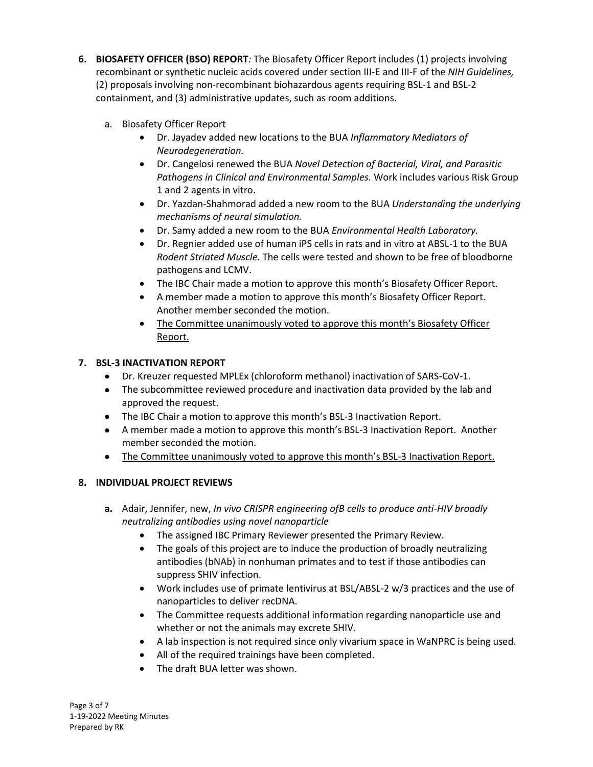6. **BIOSAFETY OFFICER (BSO) REPORT***:* The Biosafety Officer Report includes (1) projects involving recombinant or synthetic nucleic acids covered under section III-E and III-F of the *NIH Guidelines,* (2) proposals involving non-recombinant biohazardous agents requiring BSL-1 and BSL-2 containment, and (3) administrative updates, such as room additions.

   a. Biosafety Officer Report
      - Dr. Jayadev added new locations to the BUA *Inflammatory Mediators of Neurodegeneration.*
      - Dr. Cangelosi renewed the BUA *Novel Detection of Bacterial, Viral, and Parasitic Pathogens in Clinical and Environmental Samples.* Work includes various Risk Group 1 and 2 agents in vitro.
      - Dr. Yazdan-Shahmorad added a new room to the BUA *Understanding the underlying mechanisms of neural simulation.*
      - Dr. Samy added a new room to the BUA *Environmental Health Laboratory.*
      - Dr. Regnier added use of human iPS cells in rats and in vitro at ABSL-1 to the BUA *Rodent Striated Muscle*. The cells were tested and shown to be free of bloodborne pathogens and LCMV.
      - The IBC Chair made a motion to approve this month's Biosafety Officer Report.
      - A member made a motion to approve this month's Biosafety Officer Report. Another member seconded the motion.
      - <u>The Committee unanimously voted to approve this month's Biosafety Officer Report.</u>

7. **BSL-3 INACTIVATION REPORT**
   - Dr. Kreuzer requested MPLEx (chloroform methanol) inactivation of SARS-CoV-1.
   - The subcommittee reviewed procedure and inactivation data provided by the lab and approved the request.
   - The IBC Chair a motion to approve this month's BSL-3 Inactivation Report.
   - A member made a motion to approve this month's BSL-3 Inactivation Report. Another member seconded the motion.
   - <u>The Committee unanimously voted to approve this month's BSL-3 Inactivation Report.</u>

8. **INDIVIDUAL PROJECT REVIEWS**

   **a.** Adair, Jennifer, new, *In vivo CRISPR engineering ofB cells to produce anti-HIV broadly neutralizing antibodies using novel nanoparticle*
      - The assigned IBC Primary Reviewer presented the Primary Review.
      - The goals of this project are to induce the production of broadly neutralizing antibodies (bNAb) in nonhuman primates and to test if those antibodies can suppress SHIV infection.
      - Work includes use of primate lentivirus at BSL/ABSL-2 w/3 practices and the use of nanoparticles to deliver recDNA.
      - The Committee requests additional information regarding nanoparticle use and whether or not the animals may excrete SHIV.
      - A lab inspection is not required since only vivarium space in WaNPRC is being used.
      - All of the required trainings have been completed.
      - The draft BUA letter was shown.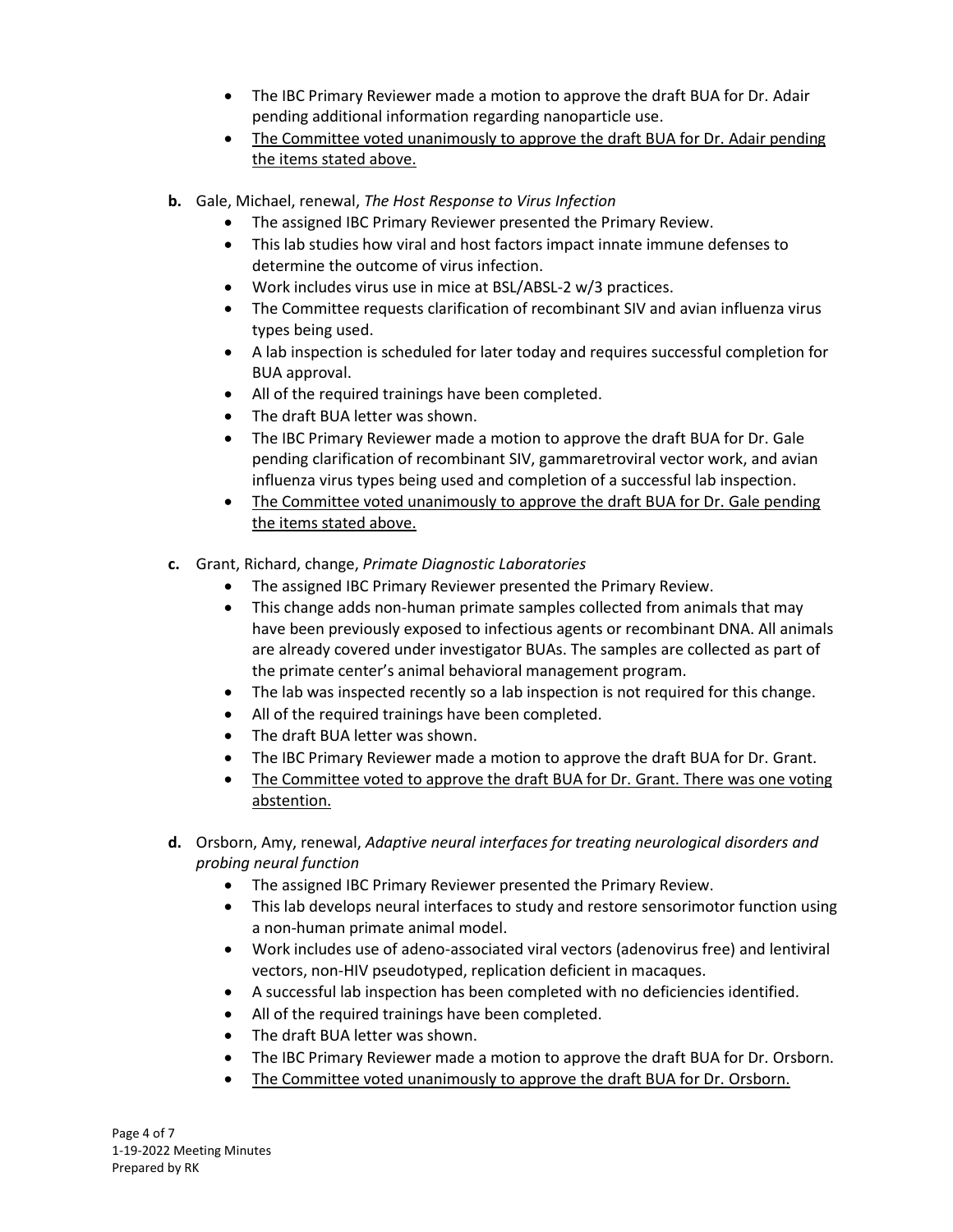- The IBC Primary Reviewer made a motion to approve the draft BUA for Dr. Adair pending additional information regarding nanoparticle use.
- <u>The Committee voted unanimously to approve the draft BUA for Dr. Adair pending the items stated above.</u>

**b.** Gale, Michael, renewal, *The Host Response to Virus Infection*

- The assigned IBC Primary Reviewer presented the Primary Review.
- This lab studies how viral and host factors impact innate immune defenses to determine the outcome of virus infection.
- Work includes virus use in mice at BSL/ABSL-2 w/3 practices.
- The Committee requests clarification of recombinant SIV and avian influenza virus types being used.
- A lab inspection is scheduled for later today and requires successful completion for BUA approval.
- All of the required trainings have been completed.
- The draft BUA letter was shown.
- The IBC Primary Reviewer made a motion to approve the draft BUA for Dr. Gale pending clarification of recombinant SIV, gammaretroviral vector work, and avian influenza virus types being used and completion of a successful lab inspection.
- <u>The Committee voted unanimously to approve the draft BUA for Dr. Gale pending the items stated above.</u>

**c.** Grant, Richard, change, *Primate Diagnostic Laboratories*

- The assigned IBC Primary Reviewer presented the Primary Review.
- This change adds non-human primate samples collected from animals that may have been previously exposed to infectious agents or recombinant DNA. All animals are already covered under investigator BUAs. The samples are collected as part of the primate center's animal behavioral management program.
- The lab was inspected recently so a lab inspection is not required for this change.
- All of the required trainings have been completed.
- The draft BUA letter was shown.
- The IBC Primary Reviewer made a motion to approve the draft BUA for Dr. Grant.
- <u>The Committee voted to approve the draft BUA for Dr. Grant. There was one voting abstention.</u>

**d.** Orsborn, Amy, renewal, *Adaptive neural interfaces for treating neurological disorders and probing neural function*

- The assigned IBC Primary Reviewer presented the Primary Review.
- This lab develops neural interfaces to study and restore sensorimotor function using a non-human primate animal model.
- Work includes use of adeno-associated viral vectors (adenovirus free) and lentiviral vectors, non-HIV pseudotyped, replication deficient in macaques.
- A successful lab inspection has been completed with no deficiencies identified.
- All of the required trainings have been completed.
- The draft BUA letter was shown.
- The IBC Primary Reviewer made a motion to approve the draft BUA for Dr. Orsborn.
- <u>The Committee voted unanimously to approve the draft BUA for Dr. Orsborn.</u>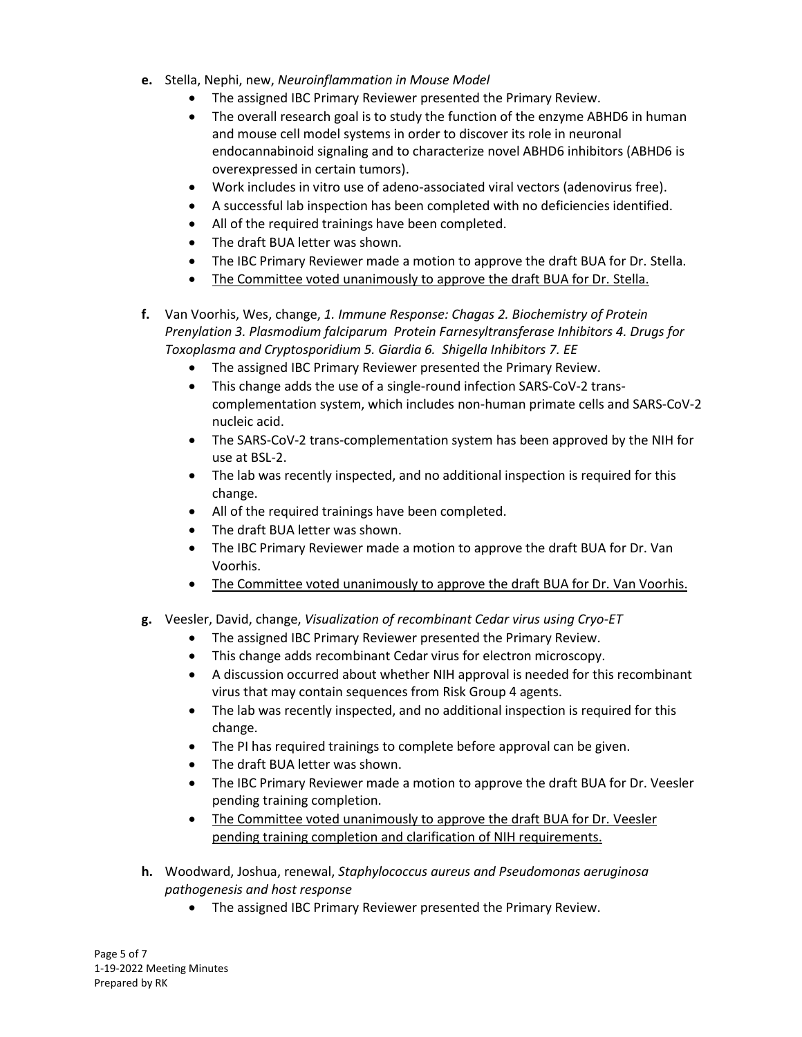**e.** Stella, Nephi, new, *Neuroinflammation in Mouse Model*

- The assigned IBC Primary Reviewer presented the Primary Review.
- The overall research goal is to study the function of the enzyme ABHD6 in human and mouse cell model systems in order to discover its role in neuronal endocannabinoid signaling and to characterize novel ABHD6 inhibitors (ABHD6 is overexpressed in certain tumors).
- Work includes in vitro use of adeno-associated viral vectors (adenovirus free).
- A successful lab inspection has been completed with no deficiencies identified.
- All of the required trainings have been completed.
- The draft BUA letter was shown.
- The IBC Primary Reviewer made a motion to approve the draft BUA for Dr. Stella.
- <u>The Committee voted unanimously to approve the draft BUA for Dr. Stella.</u>

**f.** Van Voorhis, Wes, change, *1. Immune Response: Chagas 2. Biochemistry of Protein Prenylation 3. Plasmodium falciparum Protein Farnesyltransferase Inhibitors 4. Drugs for Toxoplasma and Cryptosporidium 5. Giardia 6. Shigella Inhibitors 7. EE*

- The assigned IBC Primary Reviewer presented the Primary Review.
- This change adds the use of a single-round infection SARS-CoV-2 trans-complementation system, which includes non-human primate cells and SARS-CoV-2 nucleic acid.
- The SARS-CoV-2 trans-complementation system has been approved by the NIH for use at BSL-2.
- The lab was recently inspected, and no additional inspection is required for this change.
- All of the required trainings have been completed.
- The draft BUA letter was shown.
- The IBC Primary Reviewer made a motion to approve the draft BUA for Dr. Van Voorhis.
- <u>The Committee voted unanimously to approve the draft BUA for Dr. Van Voorhis.</u>

**g.** Veesler, David, change, *Visualization of recombinant Cedar virus using Cryo-ET*

- The assigned IBC Primary Reviewer presented the Primary Review.
- This change adds recombinant Cedar virus for electron microscopy.
- A discussion occurred about whether NIH approval is needed for this recombinant virus that may contain sequences from Risk Group 4 agents.
- The lab was recently inspected, and no additional inspection is required for this change.
- The PI has required trainings to complete before approval can be given.
- The draft BUA letter was shown.
- The IBC Primary Reviewer made a motion to approve the draft BUA for Dr. Veesler pending training completion.
- <u>The Committee voted unanimously to approve the draft BUA for Dr. Veesler pending training completion and clarification of NIH requirements.</u>

**h.** Woodward, Joshua, renewal, *Staphylococcus aureus and Pseudomonas aeruginosa pathogenesis and host response*

- The assigned IBC Primary Reviewer presented the Primary Review.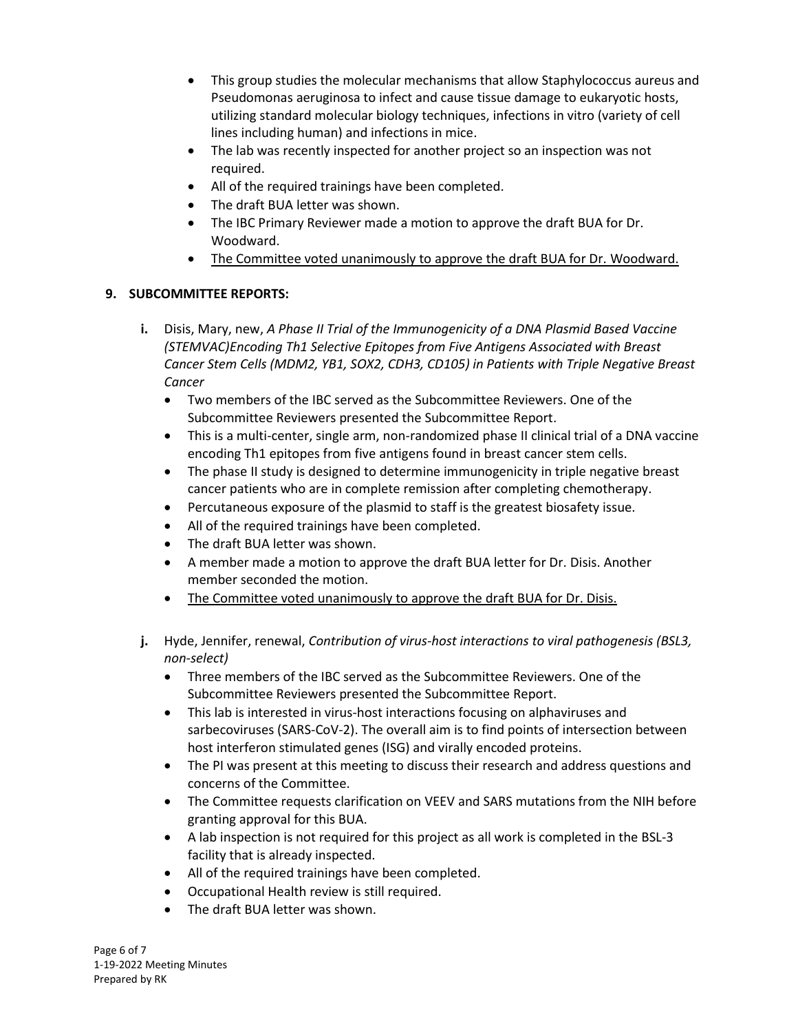- This group studies the molecular mechanisms that allow Staphylococcus aureus and Pseudomonas aeruginosa to infect and cause tissue damage to eukaryotic hosts, utilizing standard molecular biology techniques, infections in vitro (variety of cell lines including human) and infections in mice.
- The lab was recently inspected for another project so an inspection was not required.
- All of the required trainings have been completed.
- The draft BUA letter was shown.
- The IBC Primary Reviewer made a motion to approve the draft BUA for Dr. Woodward.
- <u>The Committee voted unanimously to approve the draft BUA for Dr. Woodward.</u>

**9. SUBCOMMITTEE REPORTS:**

**i.** Disis, Mary, new, *A Phase II Trial of the Immunogenicity of a DNA Plasmid Based Vaccine (STEMVAC)Encoding Th1 Selective Epitopes from Five Antigens Associated with Breast Cancer Stem Cells (MDM2, YB1, SOX2, CDH3, CD105) in Patients with Triple Negative Breast Cancer*

- Two members of the IBC served as the Subcommittee Reviewers. One of the Subcommittee Reviewers presented the Subcommittee Report.
- This is a multi-center, single arm, non-randomized phase II clinical trial of a DNA vaccine encoding Th1 epitopes from five antigens found in breast cancer stem cells.
- The phase II study is designed to determine immunogenicity in triple negative breast cancer patients who are in complete remission after completing chemotherapy.
- Percutaneous exposure of the plasmid to staff is the greatest biosafety issue.
- All of the required trainings have been completed.
- The draft BUA letter was shown.
- A member made a motion to approve the draft BUA letter for Dr. Disis. Another member seconded the motion.
- <u>The Committee voted unanimously to approve the draft BUA for Dr. Disis.</u>

**j.** Hyde, Jennifer, renewal, *Contribution of virus-host interactions to viral pathogenesis (BSL3, non-select)*

- Three members of the IBC served as the Subcommittee Reviewers. One of the Subcommittee Reviewers presented the Subcommittee Report.
- This lab is interested in virus-host interactions focusing on alphaviruses and sarbecoviruses (SARS-CoV-2). The overall aim is to find points of intersection between host interferon stimulated genes (ISG) and virally encoded proteins.
- The PI was present at this meeting to discuss their research and address questions and concerns of the Committee.
- The Committee requests clarification on VEEV and SARS mutations from the NIH before granting approval for this BUA.
- A lab inspection is not required for this project as all work is completed in the BSL-3 facility that is already inspected.
- All of the required trainings have been completed.
- Occupational Health review is still required.
- The draft BUA letter was shown.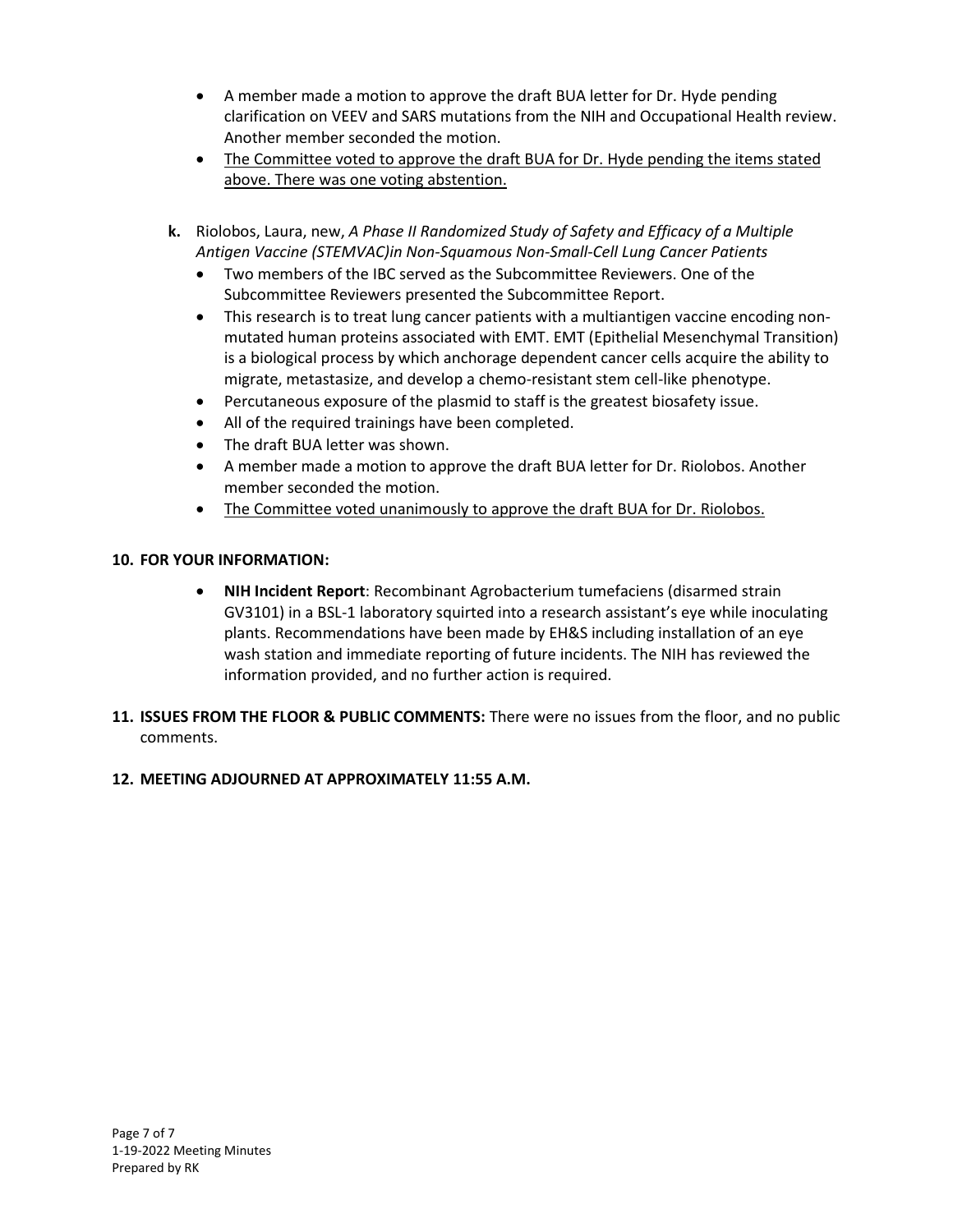- A member made a motion to approve the draft BUA letter for Dr. Hyde pending clarification on VEEV and SARS mutations from the NIH and Occupational Health review. Another member seconded the motion.
- <u>The Committee voted to approve the draft BUA for Dr. Hyde pending the items stated above. There was one voting abstention.</u>

**k.** Riolobos, Laura, new, *A Phase II Randomized Study of Safety and Efficacy of a Multiple Antigen Vaccine (STEMVAC)in Non-Squamous Non-Small-Cell Lung Cancer Patients*

- Two members of the IBC served as the Subcommittee Reviewers. One of the Subcommittee Reviewers presented the Subcommittee Report.
- This research is to treat lung cancer patients with a multiantigen vaccine encoding non-mutated human proteins associated with EMT. EMT (Epithelial Mesenchymal Transition) is a biological process by which anchorage dependent cancer cells acquire the ability to migrate, metastasize, and develop a chemo-resistant stem cell-like phenotype.
- Percutaneous exposure of the plasmid to staff is the greatest biosafety issue.
- All of the required trainings have been completed.
- The draft BUA letter was shown.
- A member made a motion to approve the draft BUA letter for Dr. Riolobos. Another member seconded the motion.
- <u>The Committee voted unanimously to approve the draft BUA for Dr. Riolobos.</u>

**10. FOR YOUR INFORMATION:**

- **NIH Incident Report**: Recombinant Agrobacterium tumefaciens (disarmed strain GV3101) in a BSL-1 laboratory squirted into a research assistant's eye while inoculating plants. Recommendations have been made by EH&S including installation of an eye wash station and immediate reporting of future incidents. The NIH has reviewed the information provided, and no further action is required.

**11. ISSUES FROM THE FLOOR & PUBLIC COMMENTS:** There were no issues from the floor, and no public comments.

**12. MEETING ADJOURNED AT APPROXIMATELY 11:55 A.M.**